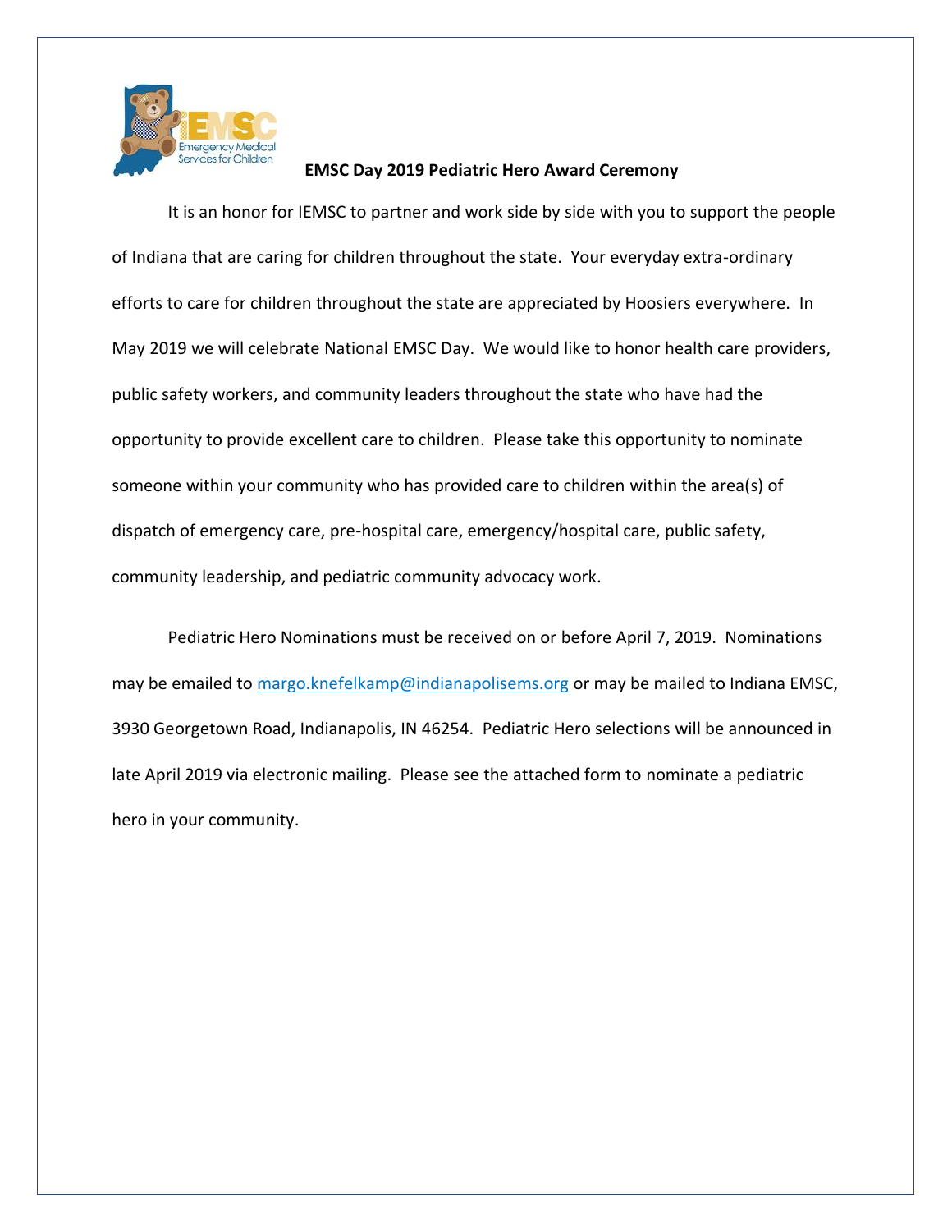## EMSC Day 2019 Pediatric Hero Award Ceremony

It is an honor for IEMSC to partner and work side by side with you to support the people of Indiana that are caring for children throughout the state. Your everyday extra-ordinary efforts to care for children throughout the state are appreciated by Hoosiers everywhere. In May 2019 we will celebrate National EMSC Day. We would like to honor health care providers, public safety workers, and community leaders throughout the state who have had the opportunity to provide excellent care to children. Please take this opportunity to nominate someone within your community who has provided care to children within the area(s) of dispatch of emergency care, pre-hospital care, emergency/hospital care, public safety, community leadership, and pediatric community advocacy work.

Pediatric Hero Nominations must be received on or before April 7, 2019. Nominations may be emailed to margo.knefelkamp@indianapolisems.org or may be mailed to Indiana EMSC, 3930 Georgetown Road, Indianapolis, IN 46254. Pediatric Hero selections will be announced in late April 2019 via electronic mailing. Please see the attached form to nominate a pediatric hero in your community.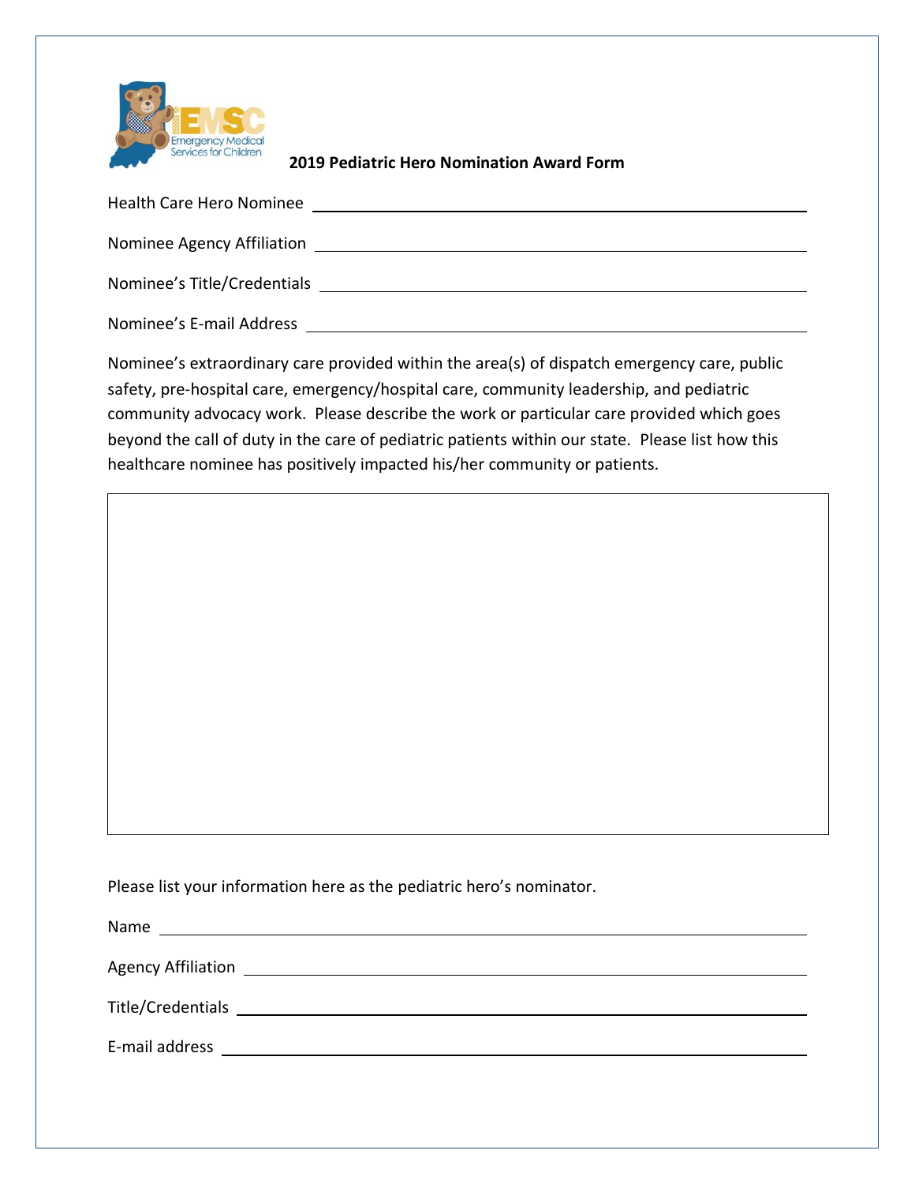**2019 Pediatric Hero Nomination Award Form**

Health Care Hero Nominee \_\_\_\_\_\_\_\_\_\_\_\_\_\_\_\_\_\_\_\_\_\_\_\_\_\_\_\_\_\_\_\_\_\_\_\_\_\_\_\_

Nominee Agency Affiliation \_\_\_\_\_\_\_\_\_\_\_\_\_\_\_\_\_\_\_\_\_\_\_\_\_\_\_\_\_\_\_\_\_\_\_\_\_\_\_\_

Nominee's Title/Credentials \_\_\_\_\_\_\_\_\_\_\_\_\_\_\_\_\_\_\_\_\_\_\_\_\_\_\_\_\_\_\_\_\_\_\_\_\_\_\_\_

Nominee's E-mail Address \_\_\_\_\_\_\_\_\_\_\_\_\_\_\_\_\_\_\_\_\_\_\_\_\_\_\_\_\_\_\_\_\_\_\_\_\_\_\_\_

Nominee's extraordinary care provided within the area(s) of dispatch emergency care, public safety, pre-hospital care, emergency/hospital care, community leadership, and pediatric community advocacy work. Please describe the work or particular care provided which goes beyond the call of duty in the care of pediatric patients within our state. Please list how this healthcare nominee has positively impacted his/her community or patients.

| |
|---|
| |

Please list your information here as the pediatric hero's nominator.

Name \_\_\_\_\_\_\_\_\_\_\_\_\_\_\_\_\_\_\_\_\_\_\_\_\_\_\_\_\_\_\_\_\_\_\_\_\_\_\_\_

Agency Affiliation \_\_\_\_\_\_\_\_\_\_\_\_\_\_\_\_\_\_\_\_\_\_\_\_\_\_\_\_\_\_\_\_\_\_\_\_\_\_\_\_

Title/Credentials \_\_\_\_\_\_\_\_\_\_\_\_\_\_\_\_\_\_\_\_\_\_\_\_\_\_\_\_\_\_\_\_\_\_\_\_\_\_\_\_

E-mail address \_\_\_\_\_\_\_\_\_\_\_\_\_\_\_\_\_\_\_\_\_\_\_\_\_\_\_\_\_\_\_\_\_\_\_\_\_\_\_\_